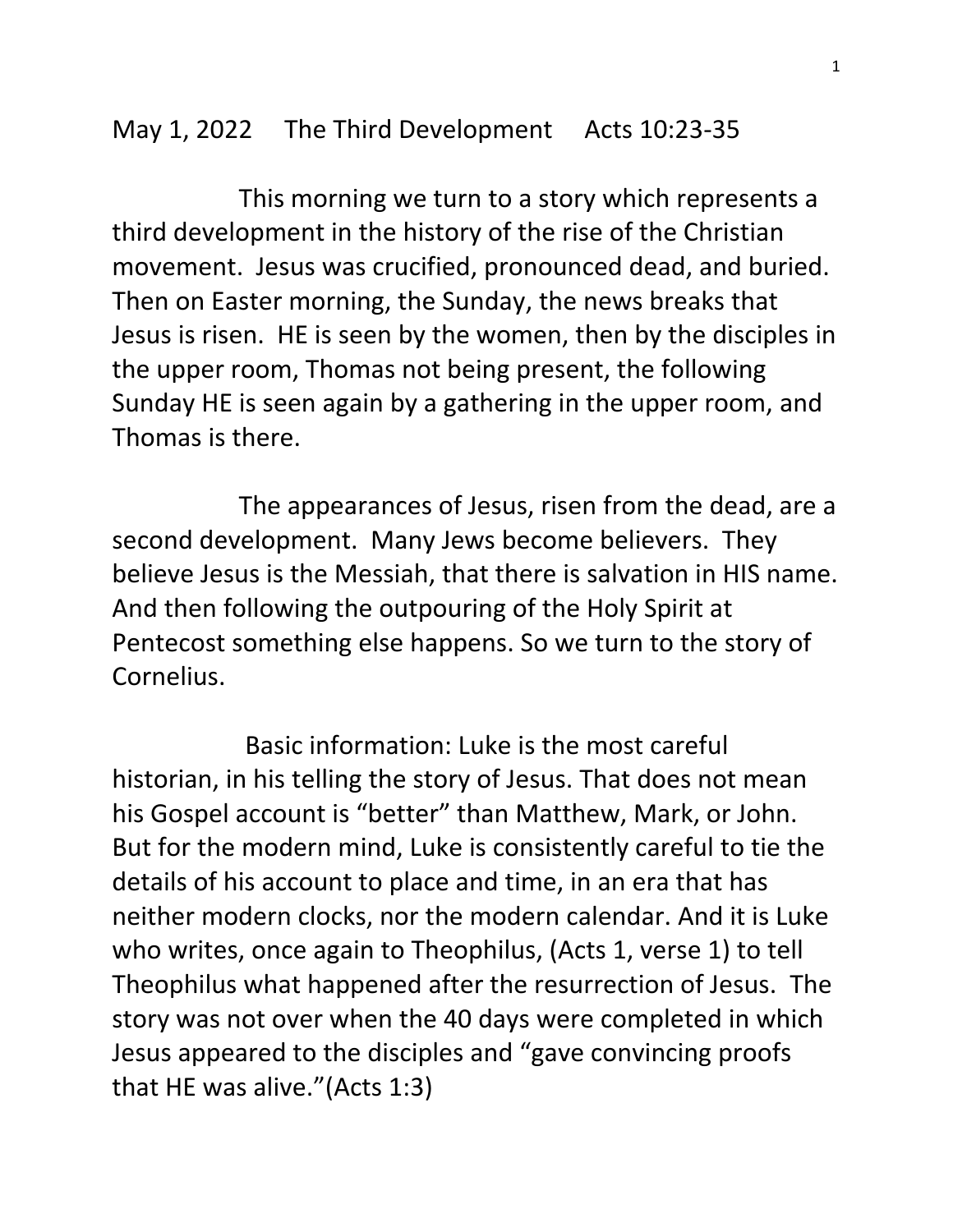May 1, 2022 The Third Development Acts 10:23-35

This morning we turn to a story which represents a third development in the history of the rise of the Christian movement. Jesus was crucified, pronounced dead, and buried. Then on Easter morning, the Sunday, the news breaks that Jesus is risen. HE is seen by the women, then by the disciples in the upper room, Thomas not being present, the following Sunday HE is seen again by a gathering in the upper room, and Thomas is there.

The appearances of Jesus, risen from the dead, are a second development. Many Jews become believers. They believe Jesus is the Messiah, that there is salvation in HIS name. And then following the outpouring of the Holy Spirit at Pentecost something else happens. So we turn to the story of Cornelius.

Basic information: Luke is the most careful historian, in his telling the story of Jesus. That does not mean his Gospel account is "better" than Matthew, Mark, or John. But for the modern mind, Luke is consistently careful to tie the details of his account to place and time, in an era that has neither modern clocks, nor the modern calendar. And it is Luke who writes, once again to Theophilus, (Acts 1, verse 1) to tell Theophilus what happened after the resurrection of Jesus. The story was not over when the 40 days were completed in which Jesus appeared to the disciples and "gave convincing proofs that HE was alive."(Acts 1:3)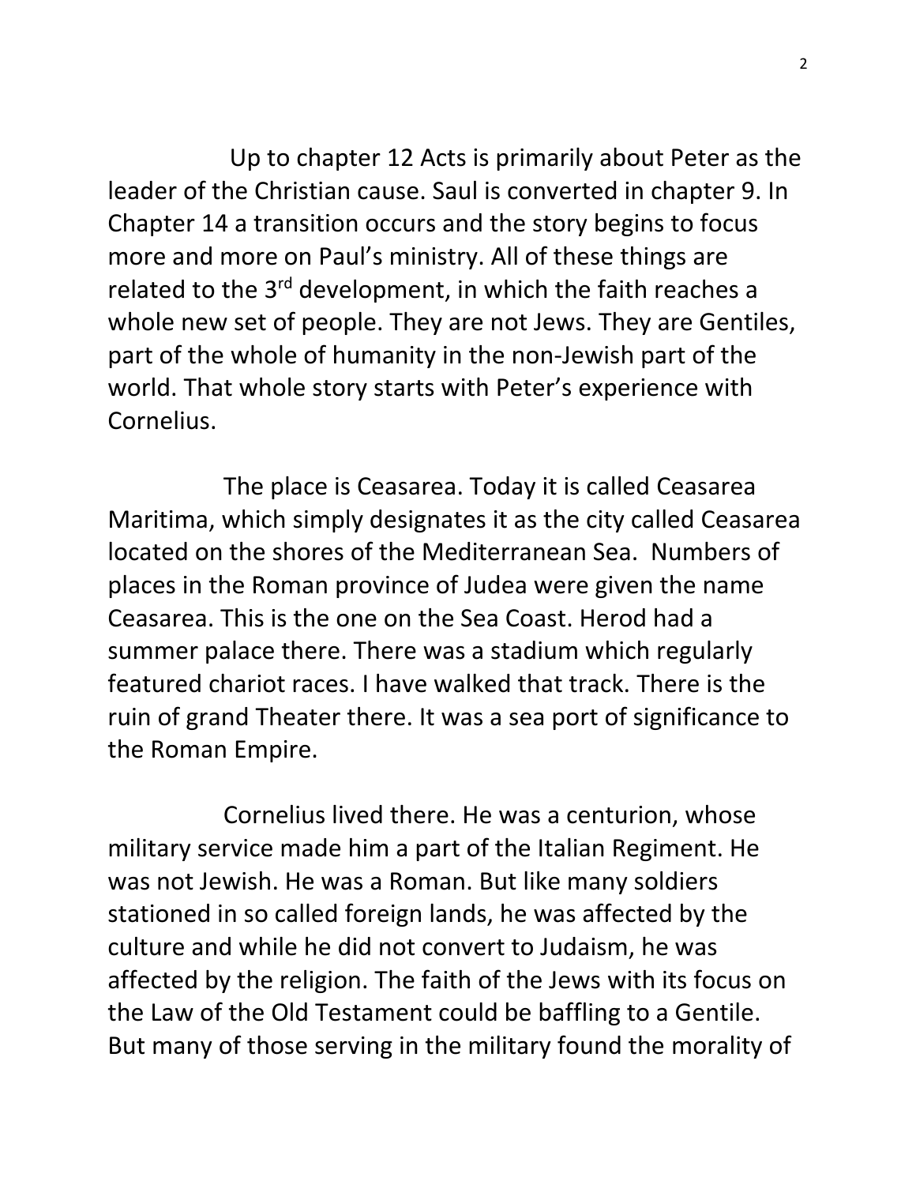Up to chapter 12 Acts is primarily about Peter as the leader of the Christian cause. Saul is converted in chapter 9. In Chapter 14 a transition occurs and the story begins to focus more and more on Paul's ministry. All of these things are related to the 3rd development, in which the faith reaches a whole new set of people. They are not Jews. They are Gentiles, part of the whole of humanity in the non-Jewish part of the world. That whole story starts with Peter's experience with Cornelius.

The place is Ceasarea. Today it is called Ceasarea Maritima, which simply designates it as the city called Ceasarea located on the shores of the Mediterranean Sea. Numbers of places in the Roman province of Judea were given the name Ceasarea. This is the one on the Sea Coast. Herod had a summer palace there. There was a stadium which regularly featured chariot races. I have walked that track. There is the ruin of grand Theater there. It was a sea port of significance to the Roman Empire.

Cornelius lived there. He was a centurion, whose military service made him a part of the Italian Regiment. He was not Jewish. He was a Roman. But like many soldiers stationed in so called foreign lands, he was affected by the culture and while he did not convert to Judaism, he was affected by the religion. The faith of the Jews with its focus on the Law of the Old Testament could be baffling to a Gentile. But many of those serving in the military found the morality of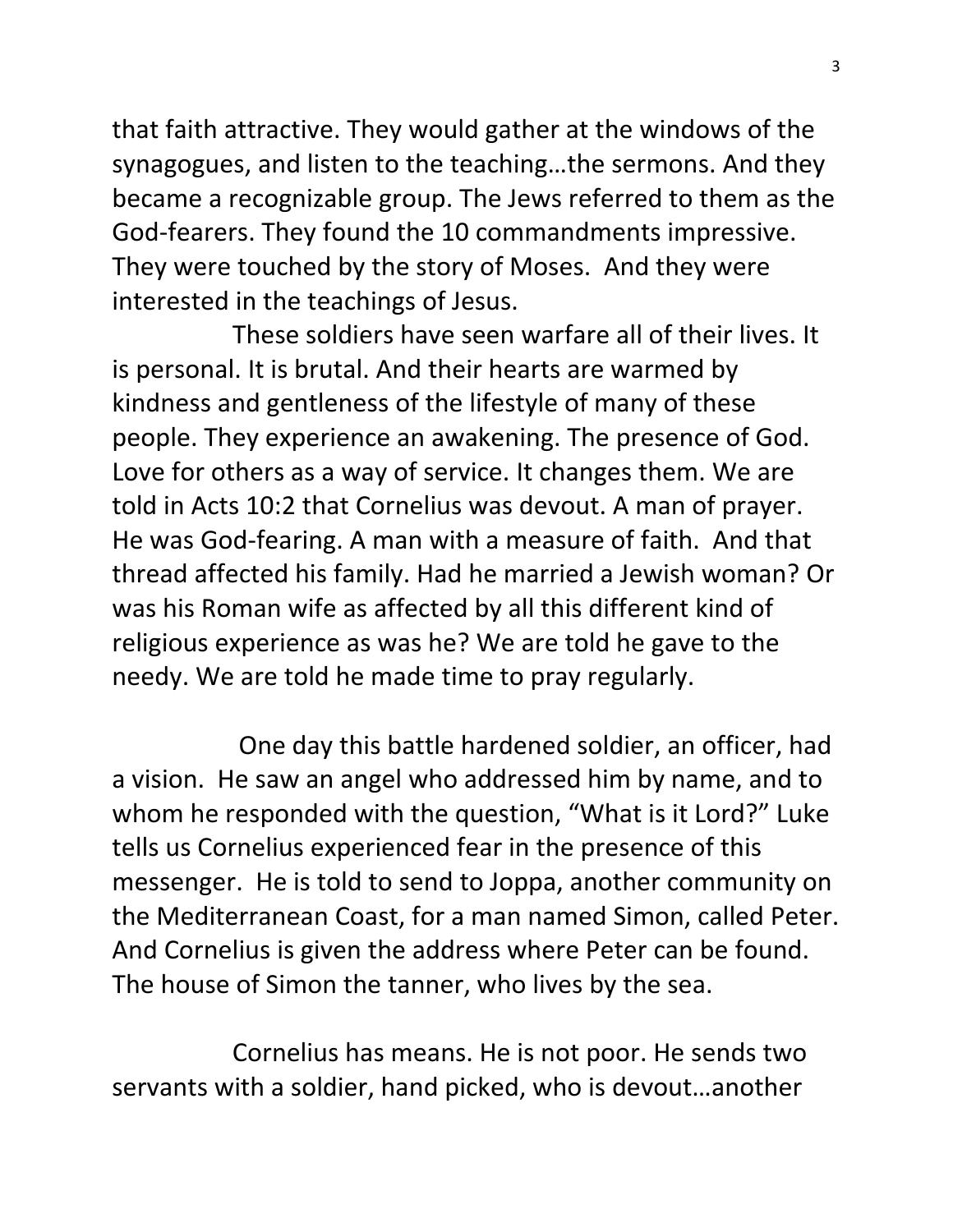that faith attractive. They would gather at the windows of the synagogues, and listen to the teaching…the sermons. And they became a recognizable group. The Jews referred to them as the God-fearers. They found the 10 commandments impressive. They were touched by the story of Moses. And they were interested in the teachings of Jesus.

These soldiers have seen warfare all of their lives. It is personal. It is brutal. And their hearts are warmed by kindness and gentleness of the lifestyle of many of these people. They experience an awakening. The presence of God. Love for others as a way of service. It changes them. We are told in Acts 10:2 that Cornelius was devout. A man of prayer. He was God-fearing. A man with a measure of faith. And that thread affected his family. Had he married a Jewish woman? Or was his Roman wife as affected by all this different kind of religious experience as was he? We are told he gave to the needy. We are told he made time to pray regularly.

One day this battle hardened soldier, an officer, had a vision. He saw an angel who addressed him by name, and to whom he responded with the question, "What is it Lord?" Luke tells us Cornelius experienced fear in the presence of this messenger. He is told to send to Joppa, another community on the Mediterranean Coast, for a man named Simon, called Peter. And Cornelius is given the address where Peter can be found. The house of Simon the tanner, who lives by the sea.

Cornelius has means. He is not poor. He sends two servants with a soldier, hand picked, who is devout…another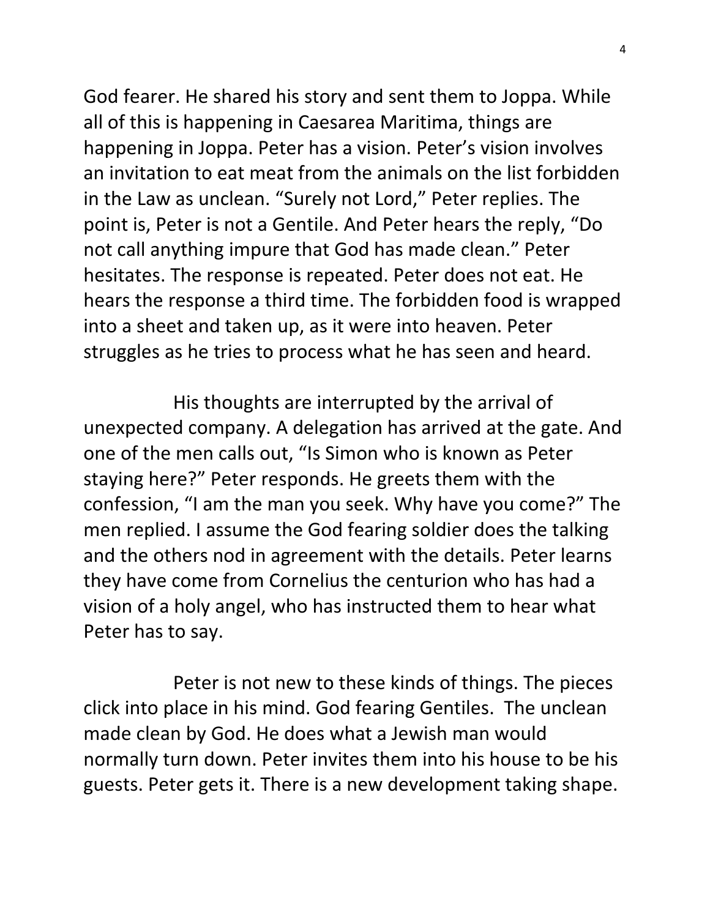God fearer. He shared his story and sent them to Joppa. While all of this is happening in Caesarea Maritima, things are happening in Joppa. Peter has a vision. Peter's vision involves an invitation to eat meat from the animals on the list forbidden in the Law as unclean. "Surely not Lord," Peter replies. The point is, Peter is not a Gentile. And Peter hears the reply, "Do not call anything impure that God has made clean." Peter hesitates. The response is repeated. Peter does not eat. He hears the response a third time. The forbidden food is wrapped into a sheet and taken up, as it were into heaven. Peter struggles as he tries to process what he has seen and heard.

His thoughts are interrupted by the arrival of unexpected company. A delegation has arrived at the gate. And one of the men calls out, "Is Simon who is known as Peter staying here?" Peter responds. He greets them with the confession, "I am the man you seek. Why have you come?" The men replied. I assume the God fearing soldier does the talking and the others nod in agreement with the details. Peter learns they have come from Cornelius the centurion who has had a vision of a holy angel, who has instructed them to hear what Peter has to say.

Peter is not new to these kinds of things. The pieces click into place in his mind. God fearing Gentiles. The unclean made clean by God. He does what a Jewish man would normally turn down. Peter invites them into his house to be his guests. Peter gets it. There is a new development taking shape.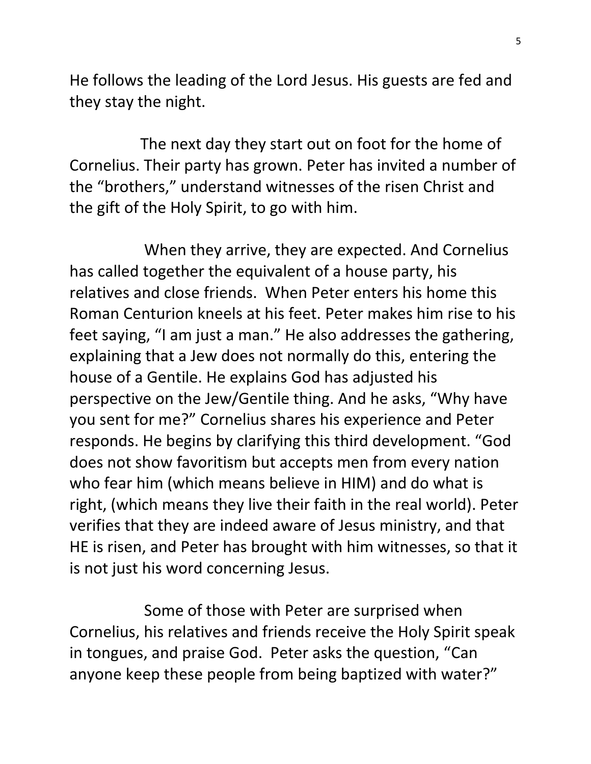He follows the leading of the Lord Jesus. His guests are fed and they stay the night.

The next day they start out on foot for the home of Cornelius. Their party has grown. Peter has invited a number of the "brothers," understand witnesses of the risen Christ and the gift of the Holy Spirit, to go with him.

When they arrive, they are expected. And Cornelius has called together the equivalent of a house party, his relatives and close friends. When Peter enters his home this Roman Centurion kneels at his feet. Peter makes him rise to his feet saying, "I am just a man." He also addresses the gathering, explaining that a Jew does not normally do this, entering the house of a Gentile. He explains God has adjusted his perspective on the Jew/Gentile thing. And he asks, "Why have you sent for me?" Cornelius shares his experience and Peter responds. He begins by clarifying this third development. "God does not show favoritism but accepts men from every nation who fear him (which means believe in HIM) and do what is right, (which means they live their faith in the real world). Peter verifies that they are indeed aware of Jesus ministry, and that HE is risen, and Peter has brought with him witnesses, so that it is not just his word concerning Jesus.

Some of those with Peter are surprised when Cornelius, his relatives and friends receive the Holy Spirit speak in tongues, and praise God. Peter asks the question, "Can anyone keep these people from being baptized with water?"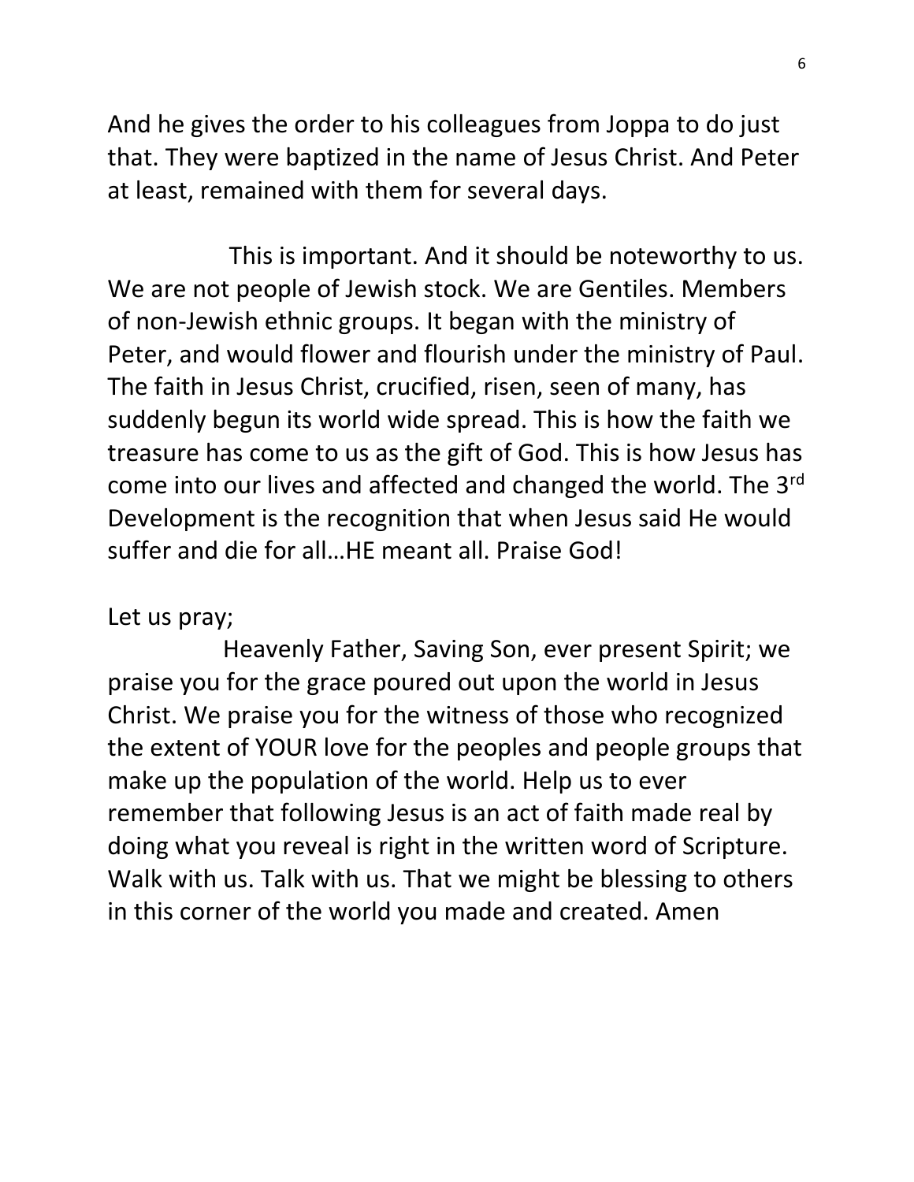And he gives the order to his colleagues from Joppa to do just that. They were baptized in the name of Jesus Christ. And Peter at least, remained with them for several days.

This is important. And it should be noteworthy to us. We are not people of Jewish stock. We are Gentiles. Members of non-Jewish ethnic groups. It began with the ministry of Peter, and would flower and flourish under the ministry of Paul. The faith in Jesus Christ, crucified, risen, seen of many, has suddenly begun its world wide spread. This is how the faith we treasure has come to us as the gift of God. This is how Jesus has come into our lives and affected and changed the world. The 3rd Development is the recognition that when Jesus said He would suffer and die for all…HE meant all. Praise God!

Let us pray;

Heavenly Father, Saving Son, ever present Spirit; we praise you for the grace poured out upon the world in Jesus Christ. We praise you for the witness of those who recognized the extent of YOUR love for the peoples and people groups that make up the population of the world. Help us to ever remember that following Jesus is an act of faith made real by doing what you reveal is right in the written word of Scripture. Walk with us. Talk with us. That we might be blessing to others in this corner of the world you made and created. Amen